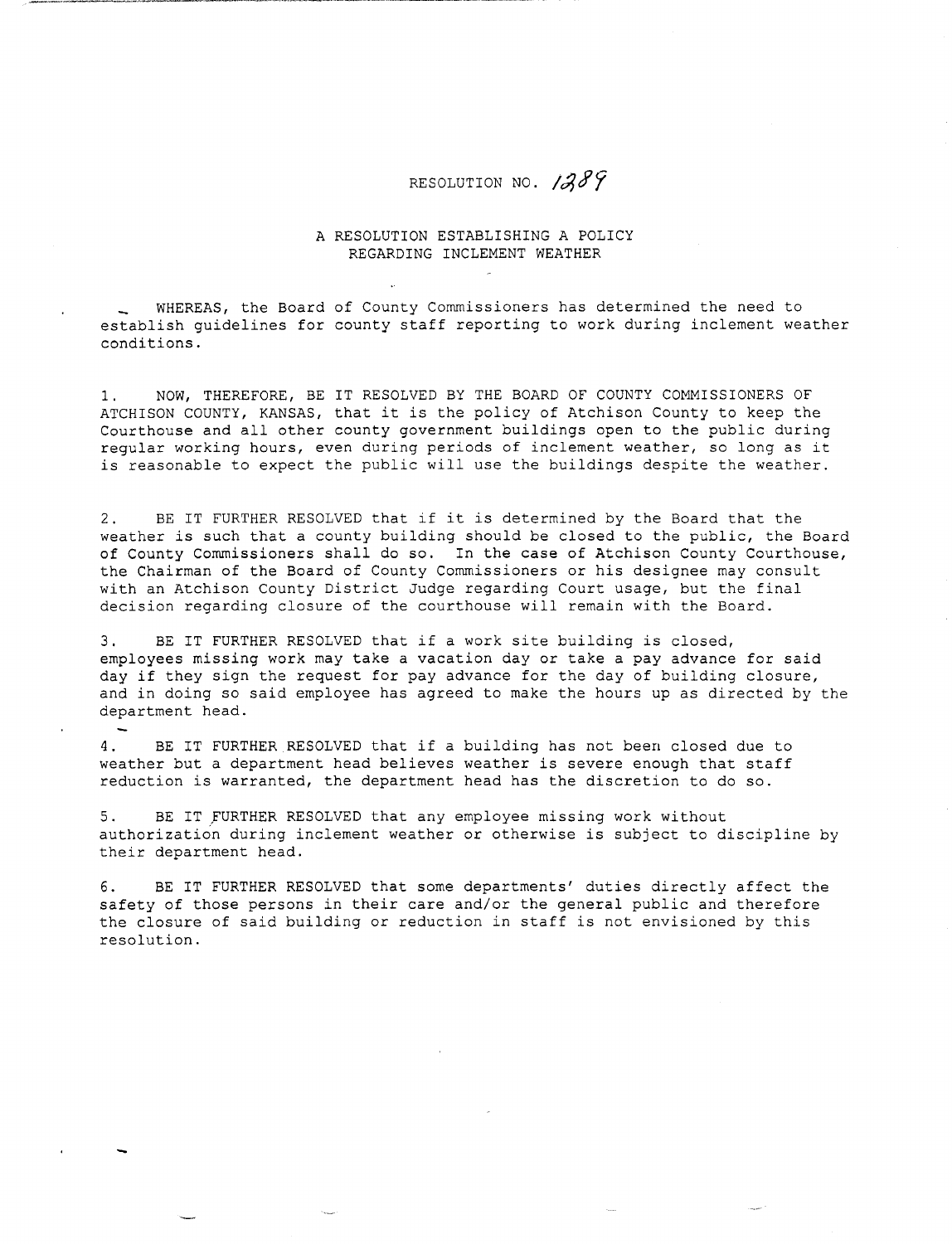# RESOLUTION NO. 1389

## A RESOLUTION ESTABLISHING A POLICY REGARDING INCLEMENT WEATHER

WHEREAS, the Board of County Commissioners has determined the need to establish guidelines for county staff reporting to work during inclement weather conditions.

1. NOW, THEREFORE, BE IT RESOLVED BY THE BOARD OF COUNTY COMMISSIONERS OF ATCHISON COUNTY, KANSAS, that it is the policy of Atchison County to keep the Courthouse and all other county government buildings open to the public during regular working hours, even during periods of inclement weather, so long as it is reasonable to expect the public will use the buildings despite the weather.

2. BE IT FURTHER RESOLVED that if it is determined by the Board that the weather is such that a county building should be closed to the public, the Board of County Commissioners shall do so. In the case of Atchison County Courthouse, the Chairman of the Board of County Commissioners or his designee may consult with an Atchison County District Judge regarding Court usage, but the final decision regarding closure of the courthouse will remain with the Board.

3. BE IT FURTHER RESOLVED that if a work site building is closed, employees missing work may take a vacation day or take a pay advance for said day if they sign the request for pay advance for the day of building closure, and in doing so said employee has agreed to make the hours up as directed by the department head.

4. BE IT FURTHER RESOLVED that if a building has not been closed due to weather but a department head believes weather is severe enough that staff reduction is warranted, the department head has the discretion to do so.

5. BE IT FURTHER RESOLVED that any employee missing work without authorization during inclement weather or otherwise is subject to discipline by their department head.

6. BE IT FURTHER RESOLVED that some departments' duties directly affect the safety of those persons in their care and/or the general public and therefore the closure of said building or reduction in staff is not envisioned by this resolution.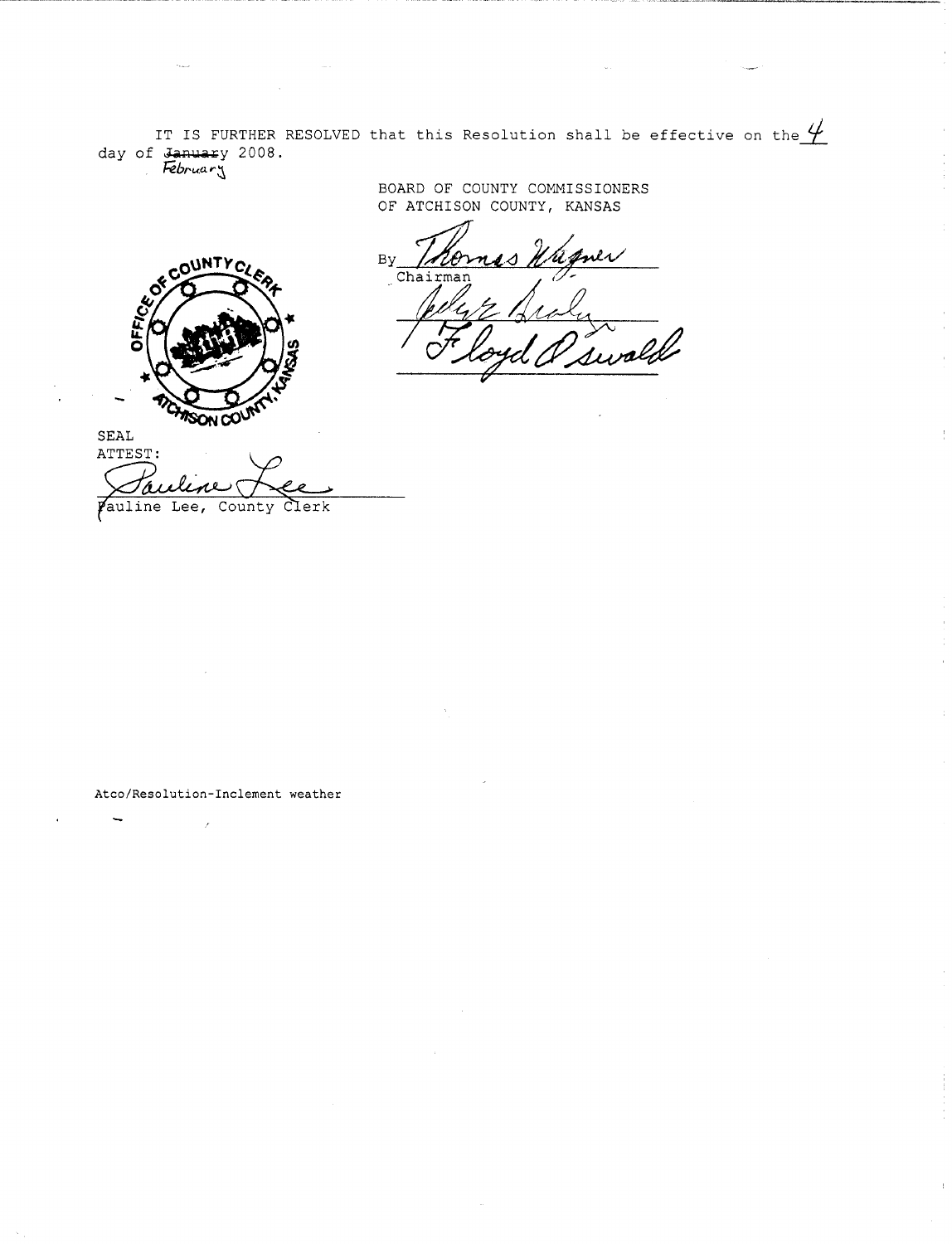IT IS FURTHER RESOLVED that this Resolution shall be effective on the 4 day of ~~January~~ February 2008.

BOARD OF COUNTY COMMISSIONERS
OF ATCHISON COUNTY, KANSAS

By Thomas Wagner
Chairman

Floyd Oswald

OFFICE OF COUNTY CLERK ATCHISON COUNTY, KANSAS

SEAL

ATTEST:

Pauline Lee

Pauline Lee, County Clerk

Atco/Resolution-Inclement weather